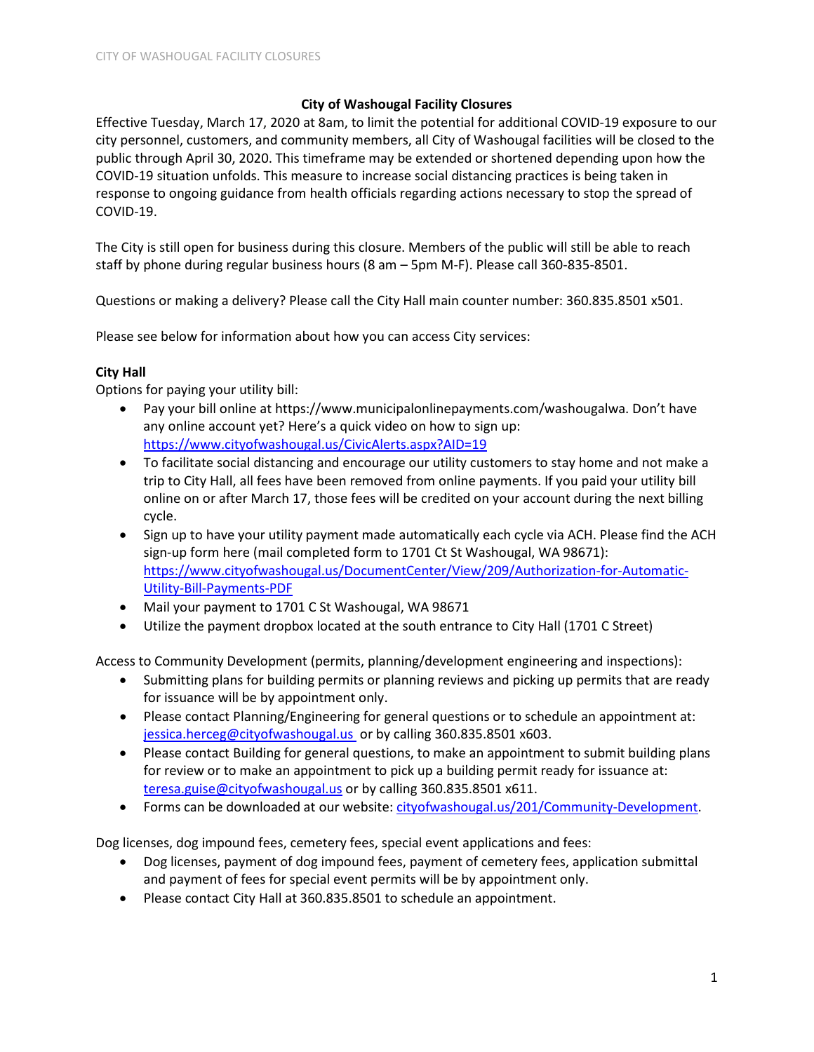# City of Washougal Facility Closures

Effective Tuesday, March 17, 2020 at 8am, to limit the potential for additional COVID-19 exposure to our city personnel, customers, and community members, all City of Washougal facilities will be closed to the public through April 30, 2020. This timeframe may be extended or shortened depending upon how the COVID-19 situation unfolds. This measure to increase social distancing practices is being taken in response to ongoing guidance from health officials regarding actions necessary to stop the spread of COVID-19.

The City is still open for business during this closure. Members of the public will still be able to reach staff by phone during regular business hours (8 am – 5pm M-F). Please call 360-835-8501.

Questions or making a delivery? Please call the City Hall main counter number: 360.835.8501 x501.

Please see below for information about how you can access City services:

## City Hall

Options for paying your utility bill:

- Pay your bill online at https://www.municipalonlinepayments.com/washougalwa. Don't have any online account yet? Here's a quick video on how to sign up: https://www.cityofwashougal.us/CivicAlerts.aspx?AID=19
- To facilitate social distancing and encourage our utility customers to stay home and not make a trip to City Hall, all fees have been removed from online payments. If you paid your utility bill online on or after March 17, those fees will be credited on your account during the next billing cycle.
- Sign up to have your utility payment made automatically each cycle via ACH. Please find the ACH sign-up form here (mail completed form to 1701 Ct St Washougal, WA 98671): https://www.cityofwashougal.us/DocumentCenter/View/209/Authorization-for-Automatic-Utility-Bill-Payments-PDF
- Mail your payment to 1701 C St Washougal, WA 98671
- Utilize the payment dropbox located at the south entrance to City Hall (1701 C Street)

Access to Community Development (permits, planning/development engineering and inspections):

- Submitting plans for building permits or planning reviews and picking up permits that are ready for issuance will be by appointment only.
- Please contact Planning/Engineering for general questions or to schedule an appointment at: jessica.herceg@cityofwashougal.us or by calling 360.835.8501 x603.
- Please contact Building for general questions, to make an appointment to submit building plans for review or to make an appointment to pick up a building permit ready for issuance at: teresa.guise@cityofwashougal.us or by calling 360.835.8501 x611.
- Forms can be downloaded at our website: cityofwashougal.us/201/Community-Development.

Dog licenses, dog impound fees, cemetery fees, special event applications and fees:

- Dog licenses, payment of dog impound fees, payment of cemetery fees, application submittal and payment of fees for special event permits will be by appointment only.
- Please contact City Hall at 360.835.8501 to schedule an appointment.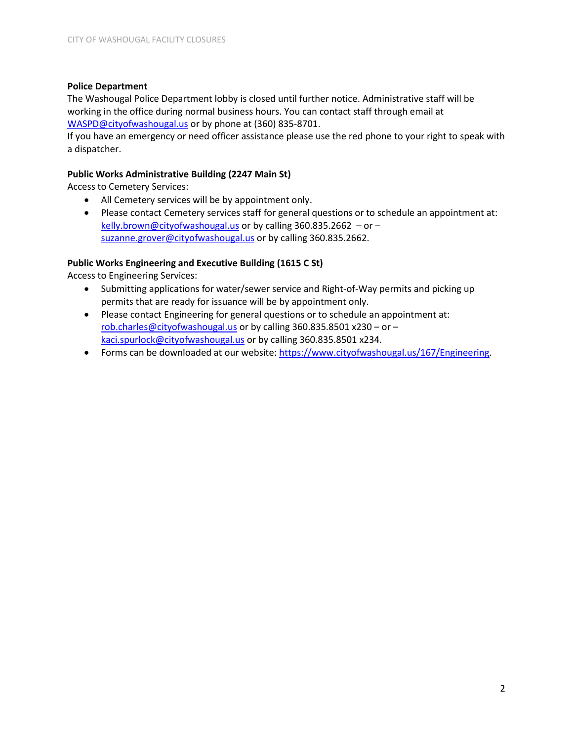**Police Department**

The Washougal Police Department lobby is closed until further notice. Administrative staff will be working in the office during normal business hours. You can contact staff through email at WASPD@cityofwashougal.us or by phone at (360) 835-8701.

If you have an emergency or need officer assistance please use the red phone to your right to speak with a dispatcher.

**Public Works Administrative Building (2247 Main St)**

Access to Cemetery Services:

- All Cemetery services will be by appointment only.
- Please contact Cemetery services staff for general questions or to schedule an appointment at: kelly.brown@cityofwashougal.us or by calling 360.835.2662 – or – suzanne.grover@cityofwashougal.us or by calling 360.835.2662.

**Public Works Engineering and Executive Building (1615 C St)**

Access to Engineering Services:

- Submitting applications for water/sewer service and Right-of-Way permits and picking up permits that are ready for issuance will be by appointment only.
- Please contact Engineering for general questions or to schedule an appointment at: rob.charles@cityofwashougal.us or by calling 360.835.8501 x230 – or – kaci.spurlock@cityofwashougal.us or by calling 360.835.8501 x234.
- Forms can be downloaded at our website: https://www.cityofwashougal.us/167/Engineering.